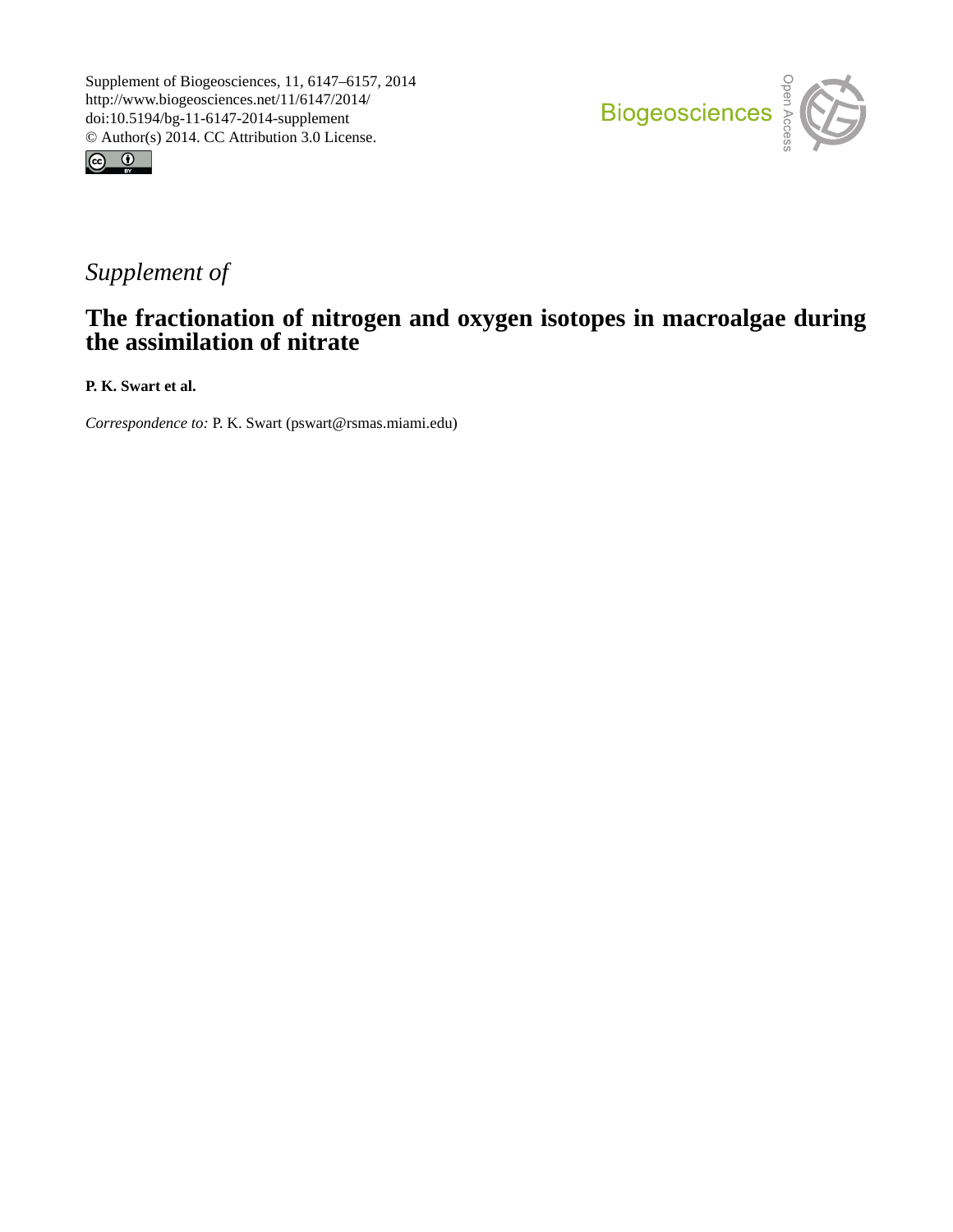Supplement of Biogeosciences, 11, 6147–6157, 2014
http://www.biogeosciences.net/11/6147/2014/
doi:10.5194/bg-11-6147-2014-supplement
© Author(s) 2014. CC Attribution 3.0 License.

*Supplement of*

# The fractionation of nitrogen and oxygen isotopes in macroalgae during the assimilation of nitrate

**P. K. Swart et al.**

*Correspondence to:* P. K. Swart (pswart@rsmas.miami.edu)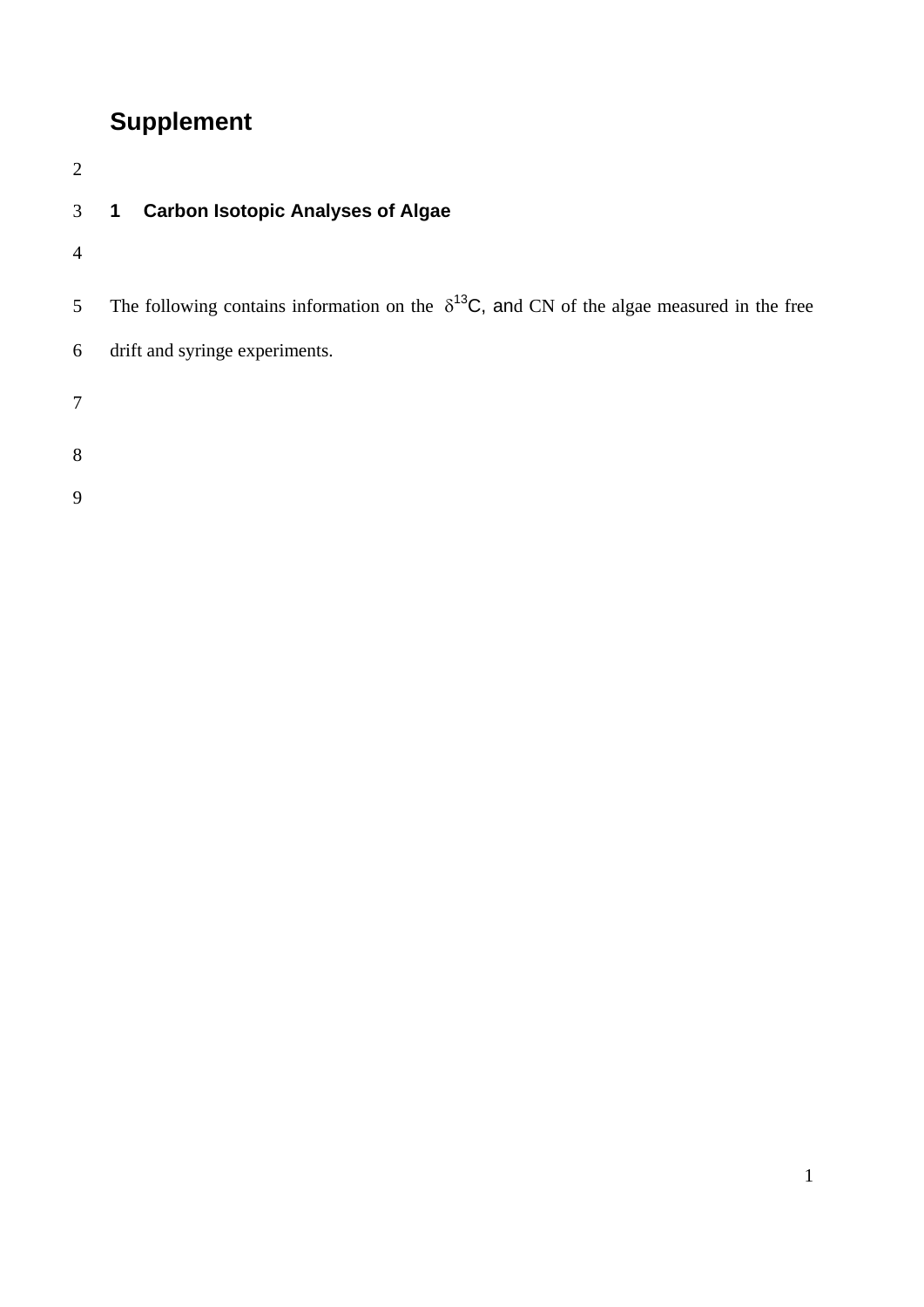# Supplement

## 1 Carbon Isotopic Analyses of Algae

The following contains information on the $\delta^{13}C$, and CN of the algae measured in the free drift and syringe experiments.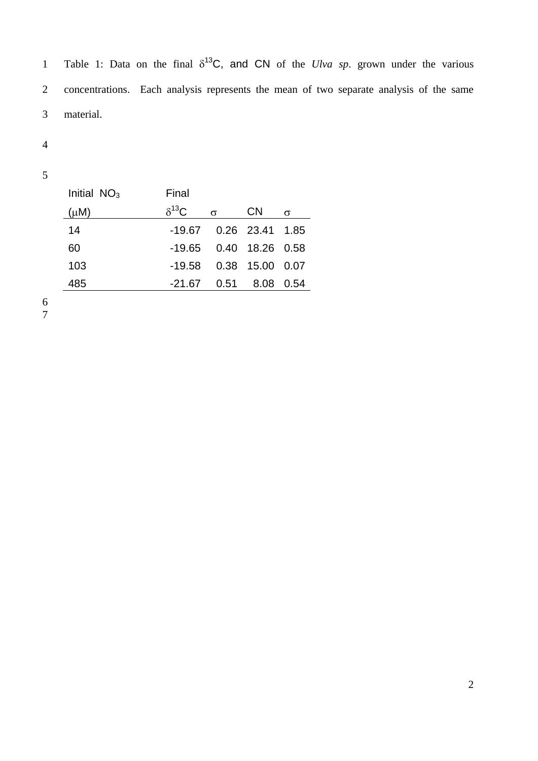Table 1: Data on the final $\delta^{13}C$, and CN of the *Ulva sp*. grown under the various concentrations. Each analysis represents the mean of two separate analysis of the same material.

| Initial $NO_3$ ($\mu M$) | Final $\delta^{13}C$ | $\sigma$ | CN | $\sigma$ |
|---|---|---|---|---|
| 14 | -19.67 | 0.26 | 23.41 | 1.85 |
| 60 | -19.65 | 0.40 | 18.26 | 0.58 |
| 103 | -19.58 | 0.38 | 15.00 | 0.07 |
| 485 | -21.67 | 0.51 | 8.08 | 0.54 |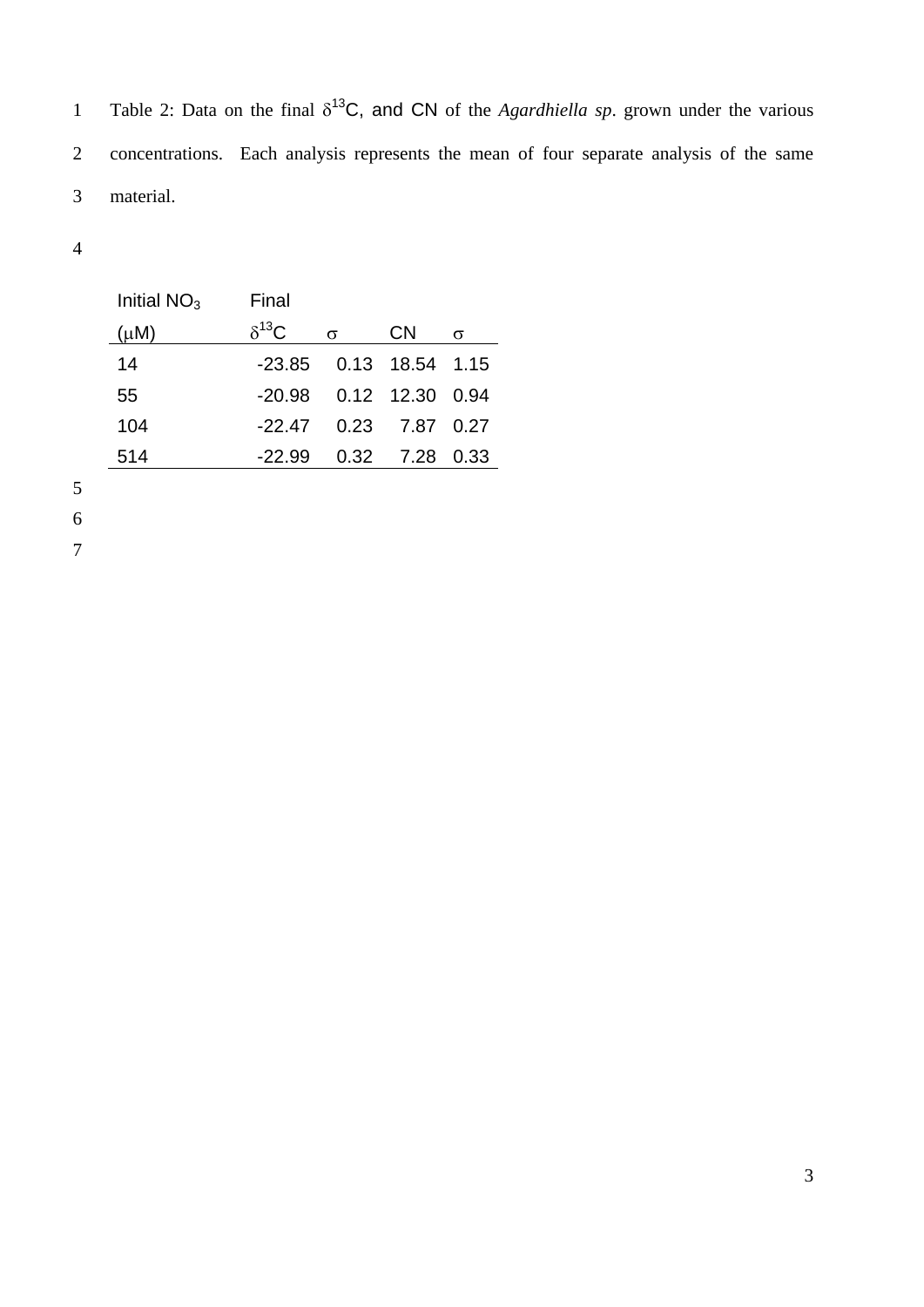Table 2: Data on the final $\delta^{13}C$, and CN of the *Agardhiella sp*. grown under the various concentrations. Each analysis represents the mean of four separate analysis of the same material.

| Initial $NO_3$ ($\mu$M) | Final $\delta^{13}C$ | $\sigma$ | CN | $\sigma$ |
|---|---|---|---|---|
| 14 | -23.85 | 0.13 | 18.54 | 1.15 |
| 55 | -20.98 | 0.12 | 12.30 | 0.94 |
| 104 | -22.47 | 0.23 | 7.87 | 0.27 |
| 514 | -22.99 | 0.32 | 7.28 | 0.33 |